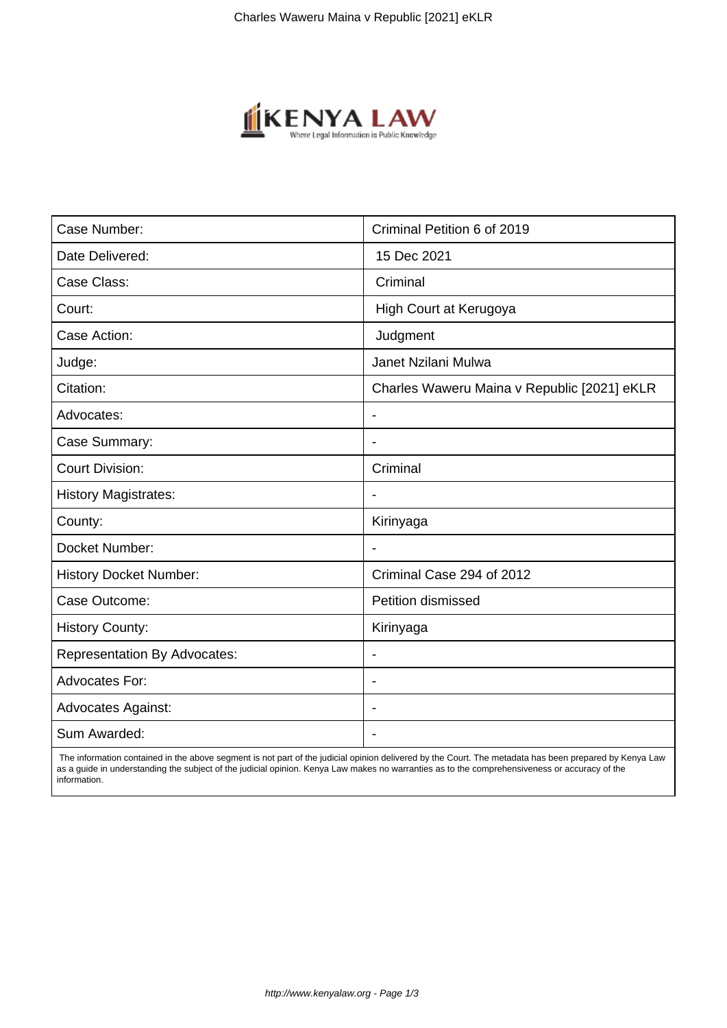| Case Number: | Criminal Petition 6 of 2019 |
|---|---|
| Date Delivered: | 15 Dec 2021 |
| Case Class: | Criminal |
| Court: | High Court at Kerugoya |
| Case Action: | Judgment |
| Judge: | Janet Nzilani Mulwa |
| Citation: | Charles Waweru Maina v Republic [2021] eKLR |
| Advocates: | - |
| Case Summary: | - |
| Court Division: | Criminal |
| History Magistrates: | - |
| County: | Kirinyaga |
| Docket Number: | - |
| History Docket Number: | Criminal Case 294 of 2012 |
| Case Outcome: | Petition dismissed |
| History County: | Kirinyaga |
| Representation By Advocates: | - |
| Advocates For: | - |
| Advocates Against: | - |
| Sum Awarded: | - |

The information contained in the above segment is not part of the judicial opinion delivered by the Court. The metadata has been prepared by Kenya Law as a guide in understanding the subject of the judicial opinion. Kenya Law makes no warranties as to the comprehensiveness or accuracy of the information.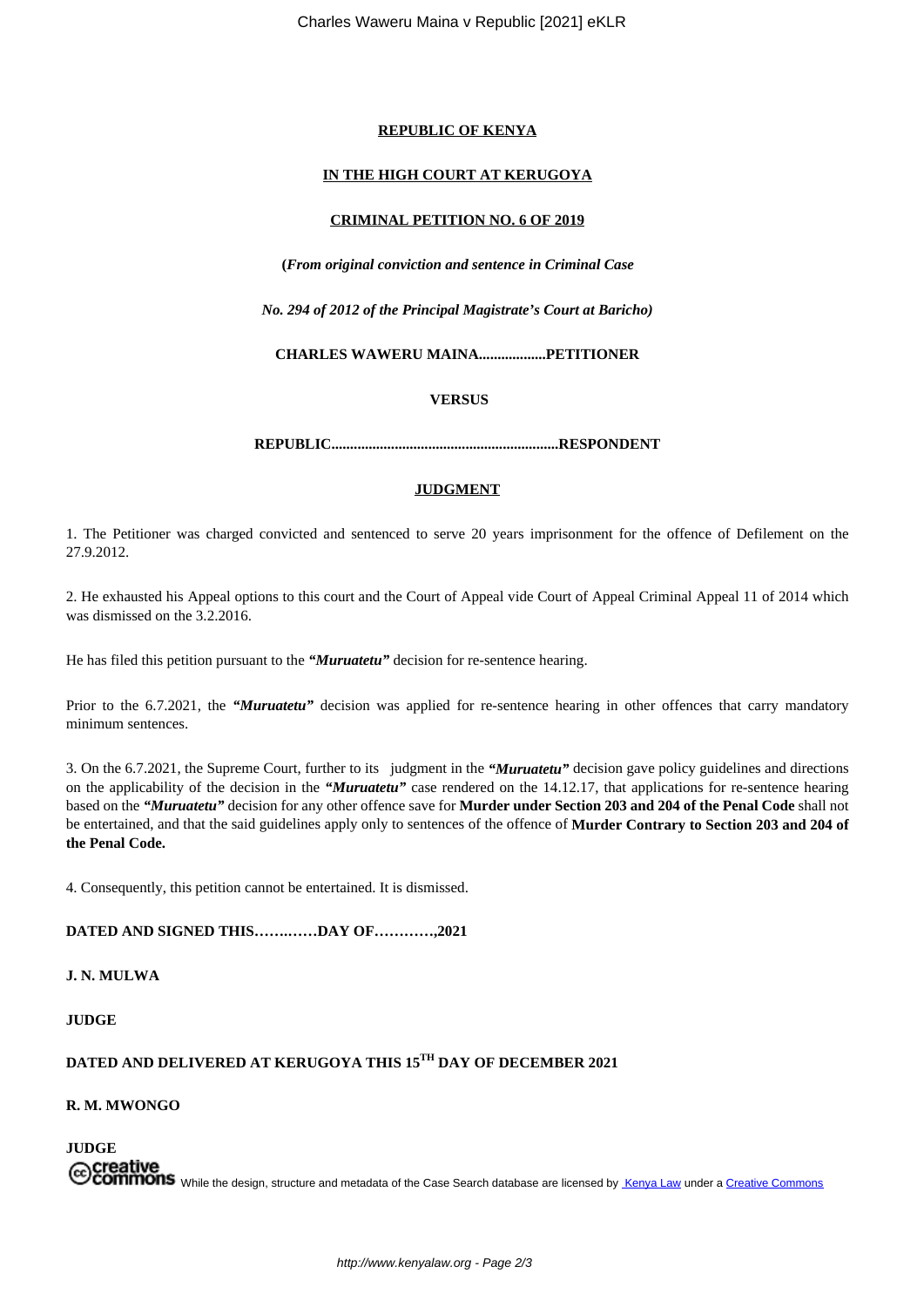**REPUBLIC OF KENYA**

**IN THE HIGH COURT AT KERUGOYA**

**CRIMINAL PETITION NO. 6 OF 2019**

**(*From original conviction and sentence in Criminal Case***

***No. 294 of 2012 of the Principal Magistrate's Court at Baricho)***

**CHARLES WAWERU MAINA..................PETITIONER**

**VERSUS**

**REPUBLIC............................................................RESPONDENT**

**JUDGMENT**

1. The Petitioner was charged convicted and sentenced to serve 20 years imprisonment for the offence of Defilement on the 27.9.2012.

2. He exhausted his Appeal options to this court and the Court of Appeal vide Court of Appeal Criminal Appeal 11 of 2014 which was dismissed on the 3.2.2016.

He has filed this petition pursuant to the ***"Muruatetu"*** decision for re-sentence hearing.

Prior to the 6.7.2021, the ***"Muruatetu"*** decision was applied for re-sentence hearing in other offences that carry mandatory minimum sentences.

3. On the 6.7.2021, the Supreme Court, further to its judgment in the ***"Muruatetu"*** decision gave policy guidelines and directions on the applicability of the decision in the ***"Muruatetu"*** case rendered on the 14.12.17, that applications for re-sentence hearing based on the ***"Muruatetu"*** decision for any other offence save for **Murder under Section 203 and 204 of the Penal Code** shall not be entertained, and that the said guidelines apply only to sentences of the offence of **Murder Contrary to Section 203 and 204 of the Penal Code.**

4. Consequently, this petition cannot be entertained. It is dismissed.

**DATED AND SIGNED THIS…….……DAY OF…………,2021**

**J. N. MULWA**

**JUDGE**

**DATED AND DELIVERED AT KERUGOYA THIS 15TH DAY OF DECEMBER 2021**

**R. M. MWONGO**

**JUDGE**

While the design, structure and metadata of the Case Search database are licensed by Kenya Law under a Creative Commons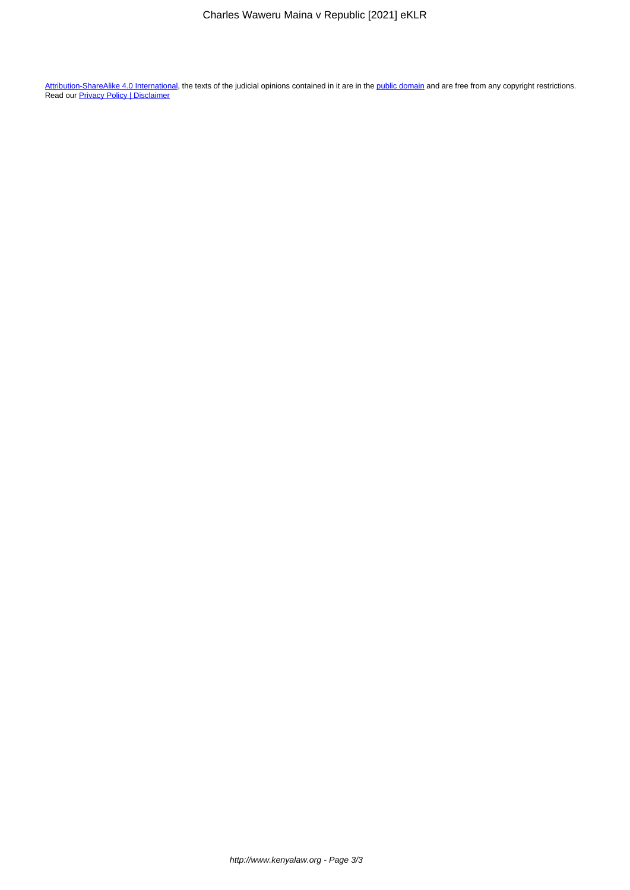Attribution-ShareAlike 4.0 International, the texts of the judicial opinions contained in it are in the public domain and are free from any copyright restrictions.
Read our Privacy Policy | Disclaimer